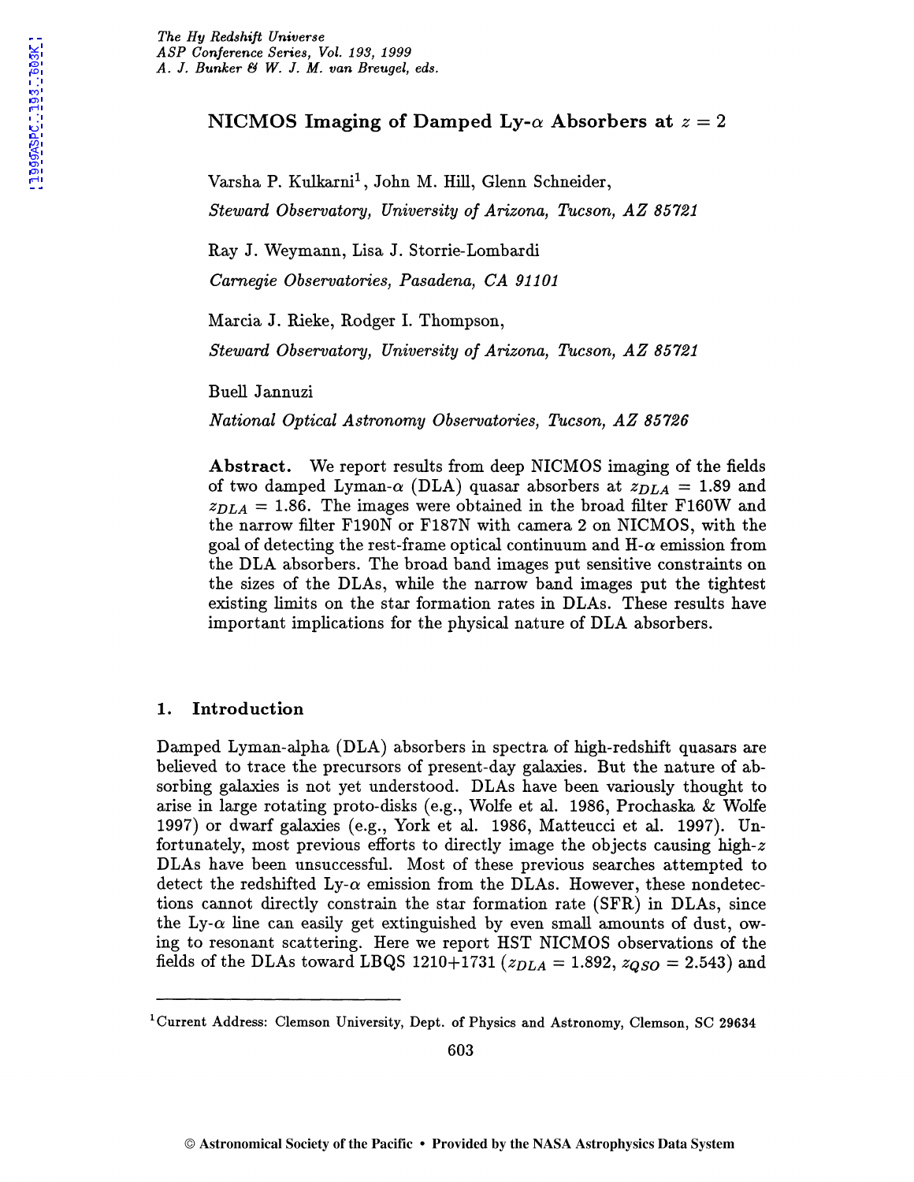# NICMOS Imaging of Damped Ly-$\alpha$ Absorbers at $z = 2$

Varsha P. Kulkarni[1], John M. Hill, Glenn Schneider,

*Steward Observatory, University of Arizona, Tucson, AZ 85721*

Ray J. Weymann, Lisa J. Storrie-Lombardi

*Carnegie Observatories, Pasadena, CA 91101*

Marcia J. Rieke, Rodger I. Thompson,

*Steward Observatory, University of Arizona, Tucson, AZ 85721*

Buell Jannuzi

*National Optical Astronomy Observatories, Tucson, AZ 85726*

**Abstract.** We report results from deep NICMOS imaging of the fields of two damped Lyman-$\alpha$ (DLA) quasar absorbers at $z_{DLA} = 1.89$ and $z_{DLA} = 1.86$. The images were obtained in the broad filter F160W and the narrow filter F190N or F187N with camera 2 on NICMOS, with the goal of detecting the rest-frame optical continuum and H-$\alpha$ emission from the DLA absorbers. The broad band images put sensitive constraints on the sizes of the DLAs, while the narrow band images put the tightest existing limits on the star formation rates in DLAs. These results have important implications for the physical nature of DLA absorbers.

## 1. Introduction

Damped Lyman-alpha (DLA) absorbers in spectra of high-redshift quasars are believed to trace the precursors of present-day galaxies. But the nature of absorbing galaxies is not yet understood. DLAs have been variously thought to arise in large rotating proto-disks (e.g., Wolfe et al. 1986, Prochaska & Wolfe 1997) or dwarf galaxies (e.g., York et al. 1986, Matteucci et al. 1997). Unfortunately, most previous efforts to directly image the objects causing high-$z$ DLAs have been unsuccessful. Most of these previous searches attempted to detect the redshifted Ly-$\alpha$ emission from the DLAs. However, these nondetections cannot directly constrain the star formation rate (SFR) in DLAs, since the Ly-$\alpha$ line can easily get extinguished by even small amounts of dust, owing to resonant scattering. Here we report HST NICMOS observations of the fields of the DLAs toward LBQS 1210+1731 ($z_{DLA} = 1.892$, $z_{QSO} = 2.543$) and

[1]Current Address: Clemson University, Dept. of Physics and Astronomy, Clemson, SC 29634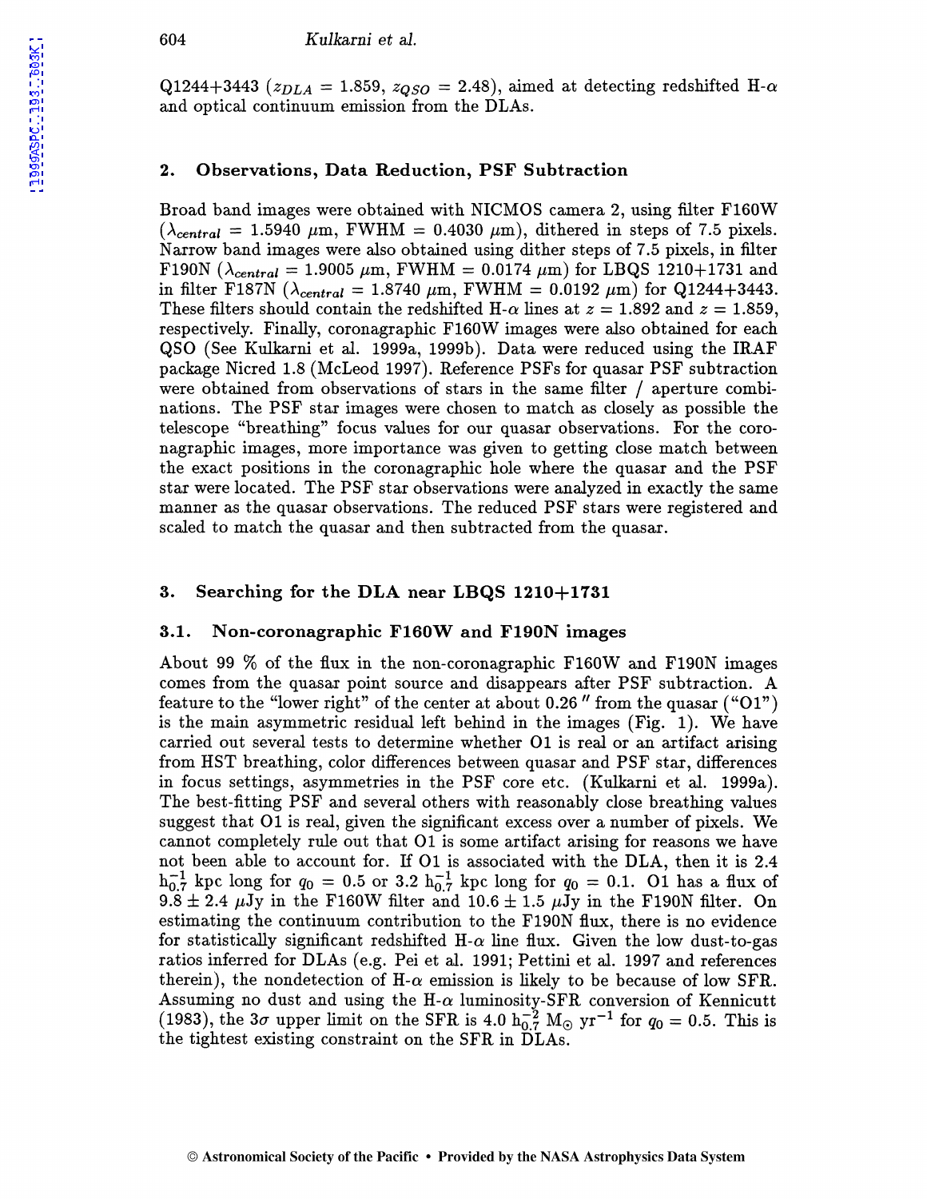Q1244+3443 ($z_{DLA}$ = 1.859, $z_{QSO}$ = 2.48), aimed at detecting redshifted H-$\alpha$ and optical continuum emission from the DLAs.

## 2. Observations, Data Reduction, PSF Subtraction

Broad band images were obtained with NICMOS camera 2, using filter F160W ($\lambda_{central}$ = 1.5940 $\mu$m, FWHM = 0.4030 $\mu$m), dithered in steps of 7.5 pixels. Narrow band images were also obtained using dither steps of 7.5 pixels, in filter F190N ($\lambda_{central}$ = 1.9005 $\mu$m, FWHM = 0.0174 $\mu$m) for LBQS 1210+1731 and in filter F187N ($\lambda_{central}$ = 1.8740 $\mu$m, FWHM = 0.0192 $\mu$m) for Q1244+3443. These filters should contain the redshifted H-$\alpha$ lines at $z$ = 1.892 and $z$ = 1.859, respectively. Finally, coronagraphic F160W images were also obtained for each QSO (See Kulkarni et al. 1999a, 1999b). Data were reduced using the IRAF package Nicred 1.8 (McLeod 1997). Reference PSFs for quasar PSF subtraction were obtained from observations of stars in the same filter / aperture combinations. The PSF star images were chosen to match as closely as possible the telescope "breathing" focus values for our quasar observations. For the coronagraphic images, more importance was given to getting close match between the exact positions in the coronagraphic hole where the quasar and the PSF star were located. The PSF star observations were analyzed in exactly the same manner as the quasar observations. The reduced PSF stars were registered and scaled to match the quasar and then subtracted from the quasar.

## 3. Searching for the DLA near LBQS 1210+1731

### 3.1. Non-coronagraphic F160W and F190N images

About 99 % of the flux in the non-coronagraphic F160W and F190N images comes from the quasar point source and disappears after PSF subtraction. A feature to the "lower right" of the center at about 0.26 $''$ from the quasar ("O1") is the main asymmetric residual left behind in the images (Fig. 1). We have carried out several tests to determine whether O1 is real or an artifact arising from HST breathing, color differences between quasar and PSF star, differences in focus settings, asymmetries in the PSF core etc. (Kulkarni et al. 1999a). The best-fitting PSF and several others with reasonably close breathing values suggest that O1 is real, given the significant excess over a number of pixels. We cannot completely rule out that O1 is some artifact arising for reasons we have not been able to account for. If O1 is associated with the DLA, then it is 2.4 $h_{0.7}^{-1}$ kpc long for $q_0$ = 0.5 or 3.2 $h_{0.7}^{-1}$ kpc long for $q_0$ = 0.1. O1 has a flux of 9.8 $\pm$ 2.4 $\mu$Jy in the F160W filter and 10.6 $\pm$ 1.5 $\mu$Jy in the F190N filter. On estimating the continuum contribution to the F190N flux, there is no evidence for statistically significant redshifted H-$\alpha$ line flux. Given the low dust-to-gas ratios inferred for DLAs (e.g. Pei et al. 1991; Pettini et al. 1997 and references therein), the nondetection of H-$\alpha$ emission is likely to be because of low SFR. Assuming no dust and using the H-$\alpha$ luminosity-SFR conversion of Kennicutt (1983), the 3$\sigma$ upper limit on the SFR is 4.0 $h_{0.7}^{-2}$ $M_\odot$ yr$^{-1}$ for $q_0$ = 0.5. This is the tightest existing constraint on the SFR in DLAs.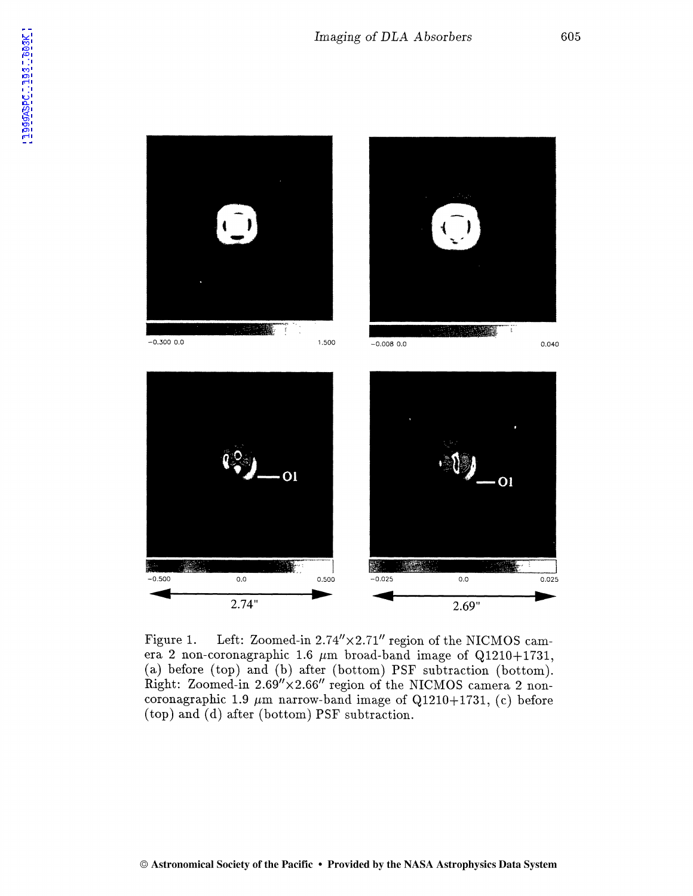Figure 1. Left: Zoomed-in 2.74″×2.71″ region of the NICMOS camera 2 non-coronagraphic 1.6 $\mu$m broad-band image of Q1210+1731, (a) before (top) and (b) after (bottom) PSF subtraction (bottom). Right: Zoomed-in 2.69″×2.66″ region of the NICMOS camera 2 non-coronagraphic 1.9 $\mu$m narrow-band image of Q1210+1731, (c) before (top) and (d) after (bottom) PSF subtraction.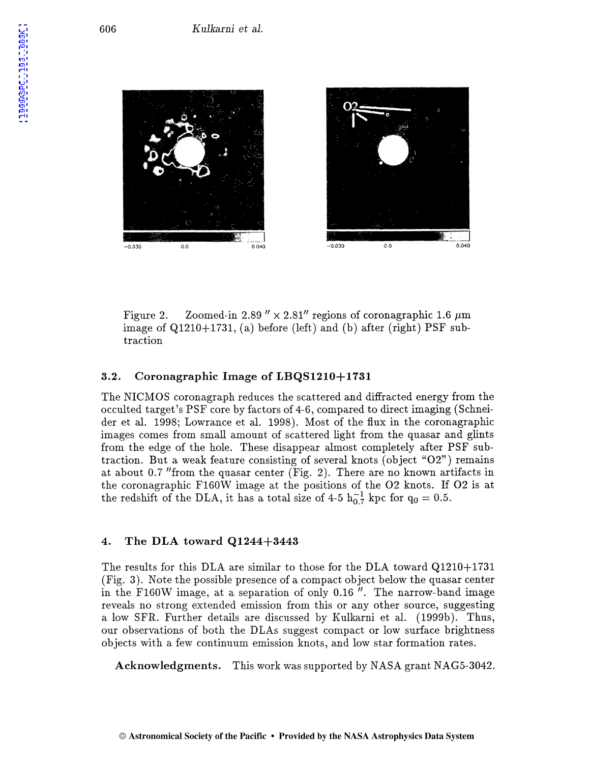Figure 2. Zoomed-in 2.89 $''$ × 2.81$''$ regions of coronagraphic 1.6 $\mu$m image of Q1210+1731, (a) before (left) and (b) after (right) PSF subtraction

### 3.2. Coronagraphic Image of LBQS1210+1731

The NICMOS coronagraph reduces the scattered and diffracted energy from the occulted target's PSF core by factors of 4-6, compared to direct imaging (Schneider et al. 1998; Lowrance et al. 1998). Most of the flux in the coronagraphic images comes from small amount of scattered light from the quasar and glints from the edge of the hole. These disappear almost completely after PSF subtraction. But a weak feature consisting of several knots (object "O2") remains at about 0.7 $''$from the quasar center (Fig. 2). There are no known artifacts in the coronagraphic F160W image at the positions of the O2 knots. If O2 is at the redshift of the DLA, it has a total size of 4-5 $h_{0.7}^{-1}$ kpc for $q_0 = 0.5$.

## 4. The DLA toward Q1244+3443

The results for this DLA are similar to those for the DLA toward Q1210+1731 (Fig. 3). Note the possible presence of a compact object below the quasar center in the F160W image, at a separation of only 0.16 $''$. The narrow-band image reveals no strong extended emission from this or any other source, suggesting a low SFR. Further details are discussed by Kulkarni et al. (1999b). Thus, our observations of both the DLAs suggest compact or low surface brightness objects with a few continuum emission knots, and low star formation rates.

**Acknowledgments.** This work was supported by NASA grant NAG5-3042.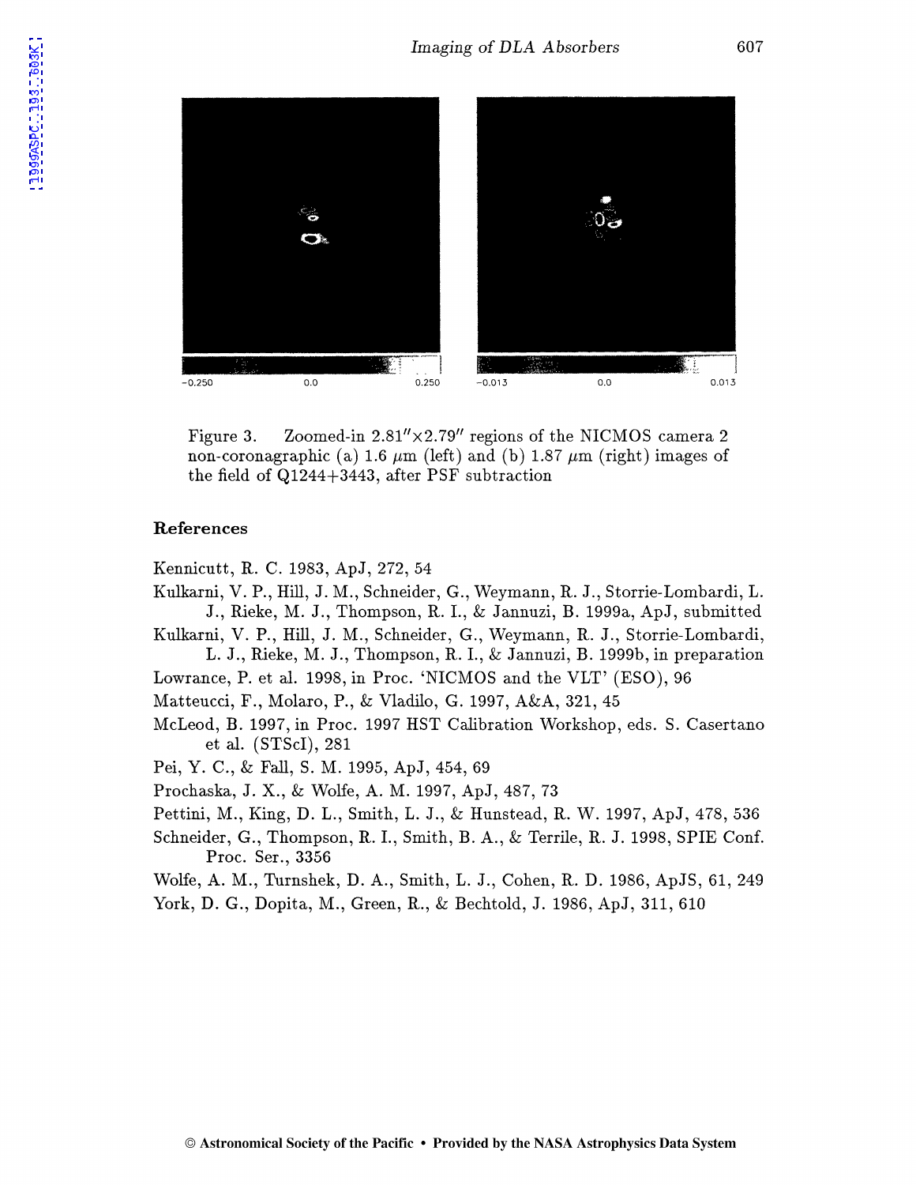−0.250 0.0 0.250

−0.013 0.0 0.013

Figure 3. Zoomed-in 2.81″×2.79″ regions of the NICMOS camera 2 non-coronagraphic (a) 1.6 $\mu$m (left) and (b) 1.87 $\mu$m (right) images of the field of Q1244+3443, after PSF subtraction

## References

Kennicutt, R. C. 1983, ApJ, 272, 54

Kulkarni, V. P., Hill, J. M., Schneider, G., Weymann, R. J., Storrie-Lombardi, L. J., Rieke, M. J., Thompson, R. I., & Jannuzi, B. 1999a, ApJ, submitted

Kulkarni, V. P., Hill, J. M., Schneider, G., Weymann, R. J., Storrie-Lombardi, L. J., Rieke, M. J., Thompson, R. I., & Jannuzi, B. 1999b, in preparation

Lowrance, P. et al. 1998, in Proc. 'NICMOS and the VLT' (ESO), 96

Matteucci, F., Molaro, P., & Vladilo, G. 1997, A&A, 321, 45

McLeod, B. 1997, in Proc. 1997 HST Calibration Workshop, eds. S. Casertano et al. (STScI), 281

Pei, Y. C., & Fall, S. M. 1995, ApJ, 454, 69

Prochaska, J. X., & Wolfe, A. M. 1997, ApJ, 487, 73

Pettini, M., King, D. L., Smith, L. J., & Hunstead, R. W. 1997, ApJ, 478, 536

Schneider, G., Thompson, R. I., Smith, B. A., & Terrile, R. J. 1998, SPIE Conf. Proc. Ser., 3356

Wolfe, A. M., Turnshek, D. A., Smith, L. J., Cohen, R. D. 1986, ApJS, 61, 249

York, D. G., Dopita, M., Green, R., & Bechtold, J. 1986, ApJ, 311, 610